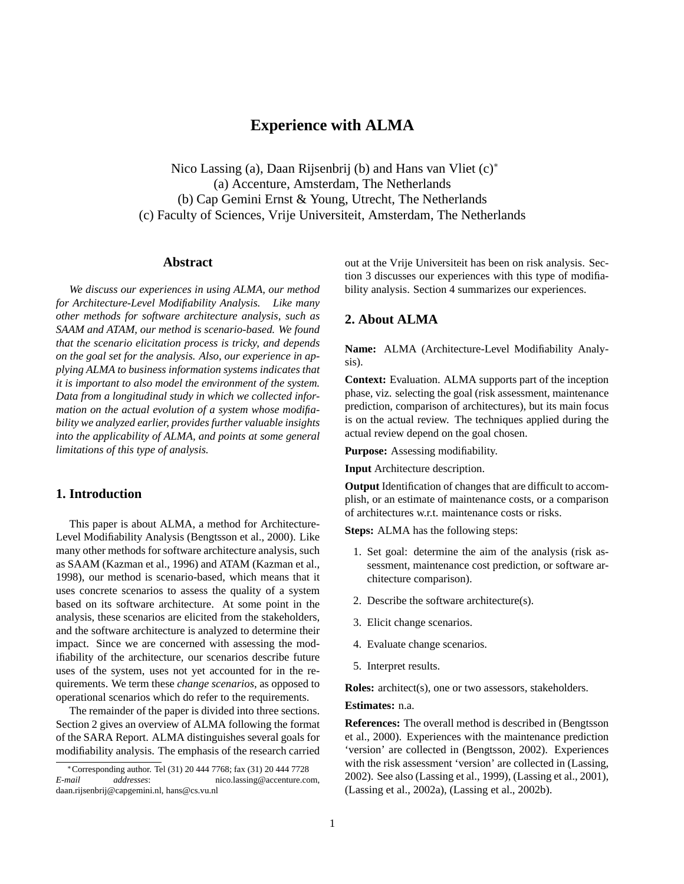# Experience with ALMA

Nico Lassing (a), Daan Rijsenbrij (b) and Hans van Vliet (c)*
(a) Accenture, Amsterdam, The Netherlands
(b) Cap Gemini Ernst & Young, Utrecht, The Netherlands
(c) Faculty of Sciences, Vrije Universiteit, Amsterdam, The Netherlands

## Abstract

*We discuss our experiences in using ALMA, our method for Architecture-Level Modifiability Analysis. Like many other methods for software architecture analysis, such as SAAM and ATAM, our method is scenario-based. We found that the scenario elicitation process is tricky, and depends on the goal set for the analysis. Also, our experience in applying ALMA to business information systems indicates that it is important to also model the environment of the system. Data from a longitudinal study in which we collected information on the actual evolution of a system whose modifiability we analyzed earlier, provides further valuable insights into the applicability of ALMA, and points at some general limitations of this type of analysis.*

## 1. Introduction

This paper is about ALMA, a method for Architecture-Level Modifiability Analysis (Bengtsson et al., 2000). Like many other methods for software architecture analysis, such as SAAM (Kazman et al., 1996) and ATAM (Kazman et al., 1998), our method is scenario-based, which means that it uses concrete scenarios to assess the quality of a system based on its software architecture. At some point in the analysis, these scenarios are elicited from the stakeholders, and the software architecture is analyzed to determine their impact. Since we are concerned with assessing the modifiability of the architecture, our scenarios describe future uses of the system, uses not yet accounted for in the requirements. We term these *change scenarios*, as opposed to operational scenarios which do refer to the requirements.

The remainder of the paper is divided into three sections. Section 2 gives an overview of ALMA following the format of the SARA Report. ALMA distinguishes several goals for modifiability analysis. The emphasis of the research carried out at the Vrije Universiteit has been on risk analysis. Section 3 discusses our experiences with this type of modifiability analysis. Section 4 summarizes our experiences.

## 2. About ALMA

**Name:** ALMA (Architecture-Level Modifiability Analysis).

**Context:** Evaluation. ALMA supports part of the inception phase, viz. selecting the goal (risk assessment, maintenance prediction, comparison of architectures), but its main focus is on the actual review. The techniques applied during the actual review depend on the goal chosen.

**Purpose:** Assessing modifiability.

**Input** Architecture description.

**Output** Identification of changes that are difficult to accomplish, or an estimate of maintenance costs, or a comparison of architectures w.r.t. maintenance costs or risks.

**Steps:** ALMA has the following steps:

1. Set goal: determine the aim of the analysis (risk assessment, maintenance cost prediction, or software architecture comparison).
2. Describe the software architecture(s).
3. Elicit change scenarios.
4. Evaluate change scenarios.
5. Interpret results.

**Roles:** architect(s), one or two assessors, stakeholders.

**Estimates:** n.a.

**References:** The overall method is described in (Bengtsson et al., 2000). Experiences with the maintenance prediction 'version' are collected in (Bengtsson, 2002). Experiences with the risk assessment 'version' are collected in (Lassing, 2002). See also (Lassing et al., 1999), (Lassing et al., 2001), (Lassing et al., 2002a), (Lassing et al., 2002b).

*Corresponding author. Tel (31) 20 444 7768; fax (31) 20 444 7728
*E-mail addresses*: nico.lassing@accenture.com, daan.rijsenbrij@capgemini.nl, hans@cs.vu.nl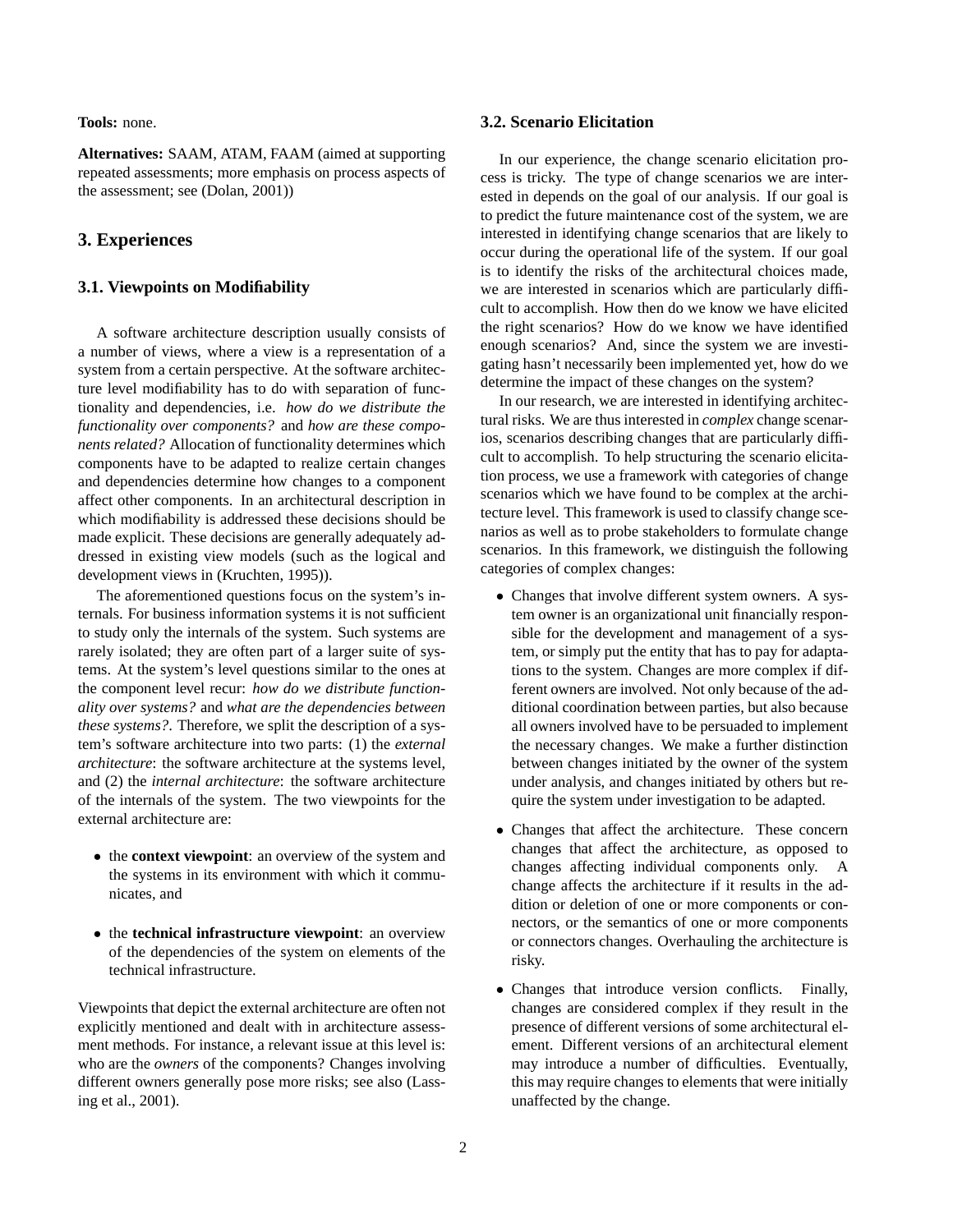**Tools:** none.

**Alternatives:** SAAM, ATAM, FAAM (aimed at supporting repeated assessments; more emphasis on process aspects of the assessment; see (Dolan, 2001))

## 3. Experiences

### 3.1. Viewpoints on Modifiability

A software architecture description usually consists of a number of views, where a view is a representation of a system from a certain perspective. At the software architecture level modifiability has to do with separation of functionality and dependencies, i.e. *how do we distribute the functionality over components?* and *how are these components related?* Allocation of functionality determines which components have to be adapted to realize certain changes and dependencies determine how changes to a component affect other components. In an architectural description in which modifiability is addressed these decisions should be made explicit. These decisions are generally adequately addressed in existing view models (such as the logical and development views in (Kruchten, 1995)).

The aforementioned questions focus on the system's internals. For business information systems it is not sufficient to study only the internals of the system. Such systems are rarely isolated; they are often part of a larger suite of systems. At the system's level questions similar to the ones at the component level recur: *how do we distribute functionality over systems?* and *what are the dependencies between these systems?*. Therefore, we split the description of a system's software architecture into two parts: (1) the *external architecture*: the software architecture at the systems level, and (2) the *internal architecture*: the software architecture of the internals of the system. The two viewpoints for the external architecture are:

- the **context viewpoint**: an overview of the system and the systems in its environment with which it communicates, and
- the **technical infrastructure viewpoint**: an overview of the dependencies of the system on elements of the technical infrastructure.

Viewpoints that depict the external architecture are often not explicitly mentioned and dealt with in architecture assessment methods. For instance, a relevant issue at this level is: who are the *owners* of the components? Changes involving different owners generally pose more risks; see also (Lassing et al., 2001).

### 3.2. Scenario Elicitation

In our experience, the change scenario elicitation process is tricky. The type of change scenarios we are interested in depends on the goal of our analysis. If our goal is to predict the future maintenance cost of the system, we are interested in identifying change scenarios that are likely to occur during the operational life of the system. If our goal is to identify the risks of the architectural choices made, we are interested in scenarios which are particularly difficult to accomplish. How then do we know we have elicited the right scenarios? How do we know we have identified enough scenarios? And, since the system we are investigating hasn't necessarily been implemented yet, how do we determine the impact of these changes on the system?

In our research, we are interested in identifying architectural risks. We are thus interested in *complex* change scenarios, scenarios describing changes that are particularly difficult to accomplish. To help structuring the scenario elicitation process, we use a framework with categories of change scenarios which we have found to be complex at the architecture level. This framework is used to classify change scenarios as well as to probe stakeholders to formulate change scenarios. In this framework, we distinguish the following categories of complex changes:

- Changes that involve different system owners. A system owner is an organizational unit financially responsible for the development and management of a system, or simply put the entity that has to pay for adaptations to the system. Changes are more complex if different owners are involved. Not only because of the additional coordination between parties, but also because all owners involved have to be persuaded to implement the necessary changes. We make a further distinction between changes initiated by the owner of the system under analysis, and changes initiated by others but require the system under investigation to be adapted.
- Changes that affect the architecture. These concern changes that affect the architecture, as opposed to changes affecting individual components only. A change affects the architecture if it results in the addition or deletion of one or more components or connectors, or the semantics of one or more components or connectors changes. Overhauling the architecture is risky.
- Changes that introduce version conflicts. Finally, changes are considered complex if they result in the presence of different versions of some architectural element. Different versions of an architectural element may introduce a number of difficulties. Eventually, this may require changes to elements that were initially unaffected by the change.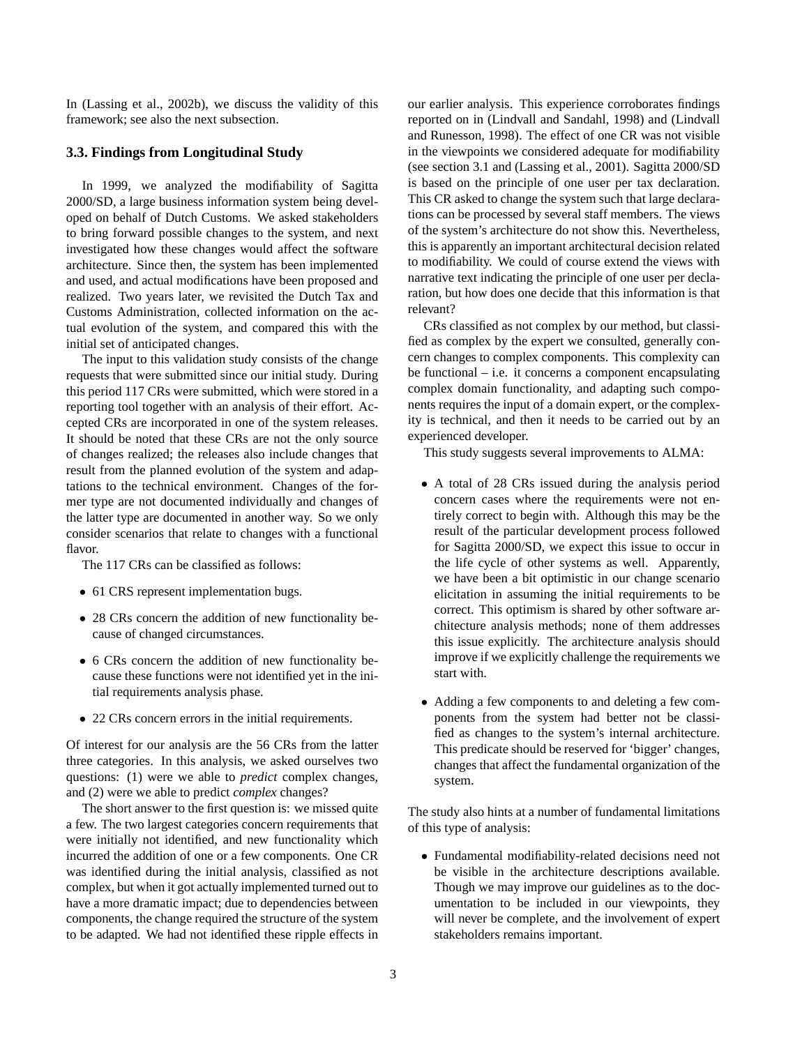In (Lassing et al., 2002b), we discuss the validity of this framework; see also the next subsection.

### 3.3. Findings from Longitudinal Study

In 1999, we analyzed the modifiability of Sagitta 2000/SD, a large business information system being developed on behalf of Dutch Customs. We asked stakeholders to bring forward possible changes to the system, and next investigated how these changes would affect the software architecture. Since then, the system has been implemented and used, and actual modifications have been proposed and realized. Two years later, we revisited the Dutch Tax and Customs Administration, collected information on the actual evolution of the system, and compared this with the initial set of anticipated changes.

The input to this validation study consists of the change requests that were submitted since our initial study. During this period 117 CRs were submitted, which were stored in a reporting tool together with an analysis of their effort. Accepted CRs are incorporated in one of the system releases. It should be noted that these CRs are not the only source of changes realized; the releases also include changes that result from the planned evolution of the system and adaptations to the technical environment. Changes of the former type are not documented individually and changes of the latter type are documented in another way. So we only consider scenarios that relate to changes with a functional flavor.

The 117 CRs can be classified as follows:

- 61 CRS represent implementation bugs.
- 28 CRs concern the addition of new functionality because of changed circumstances.
- 6 CRs concern the addition of new functionality because these functions were not identified yet in the initial requirements analysis phase.
- 22 CRs concern errors in the initial requirements.

Of interest for our analysis are the 56 CRs from the latter three categories. In this analysis, we asked ourselves two questions: (1) were we able to *predict* complex changes, and (2) were we able to predict *complex* changes?

The short answer to the first question is: we missed quite a few. The two largest categories concern requirements that were initially not identified, and new functionality which incurred the addition of one or a few components. One CR was identified during the initial analysis, classified as not complex, but when it got actually implemented turned out to have a more dramatic impact; due to dependencies between components, the change required the structure of the system to be adapted. We had not identified these ripple effects in our earlier analysis. This experience corroborates findings reported on in (Lindvall and Sandahl, 1998) and (Lindvall and Runesson, 1998). The effect of one CR was not visible in the viewpoints we considered adequate for modifiability (see section 3.1 and (Lassing et al., 2001). Sagitta 2000/SD is based on the principle of one user per tax declaration. This CR asked to change the system such that large declarations can be processed by several staff members. The views of the system's architecture do not show this. Nevertheless, this is apparently an important architectural decision related to modifiability. We could of course extend the views with narrative text indicating the principle of one user per declaration, but how does one decide that this information is that relevant?

CRs classified as not complex by our method, but classified as complex by the expert we consulted, generally concern changes to complex components. This complexity can be functional – i.e. it concerns a component encapsulating complex domain functionality, and adapting such components requires the input of a domain expert, or the complexity is technical, and then it needs to be carried out by an experienced developer.

This study suggests several improvements to ALMA:

- A total of 28 CRs issued during the analysis period concern cases where the requirements were not entirely correct to begin with. Although this may be the result of the particular development process followed for Sagitta 2000/SD, we expect this issue to occur in the life cycle of other systems as well. Apparently, we have been a bit optimistic in our change scenario elicitation in assuming the initial requirements to be correct. This optimism is shared by other software architecture analysis methods; none of them addresses this issue explicitly. The architecture analysis should improve if we explicitly challenge the requirements we start with.
- Adding a few components to and deleting a few components from the system had better not be classified as changes to the system's internal architecture. This predicate should be reserved for 'bigger' changes, changes that affect the fundamental organization of the system.

The study also hints at a number of fundamental limitations of this type of analysis:

- Fundamental modifiability-related decisions need not be visible in the architecture descriptions available. Though we may improve our guidelines as to the documentation to be included in our viewpoints, they will never be complete, and the involvement of expert stakeholders remains important.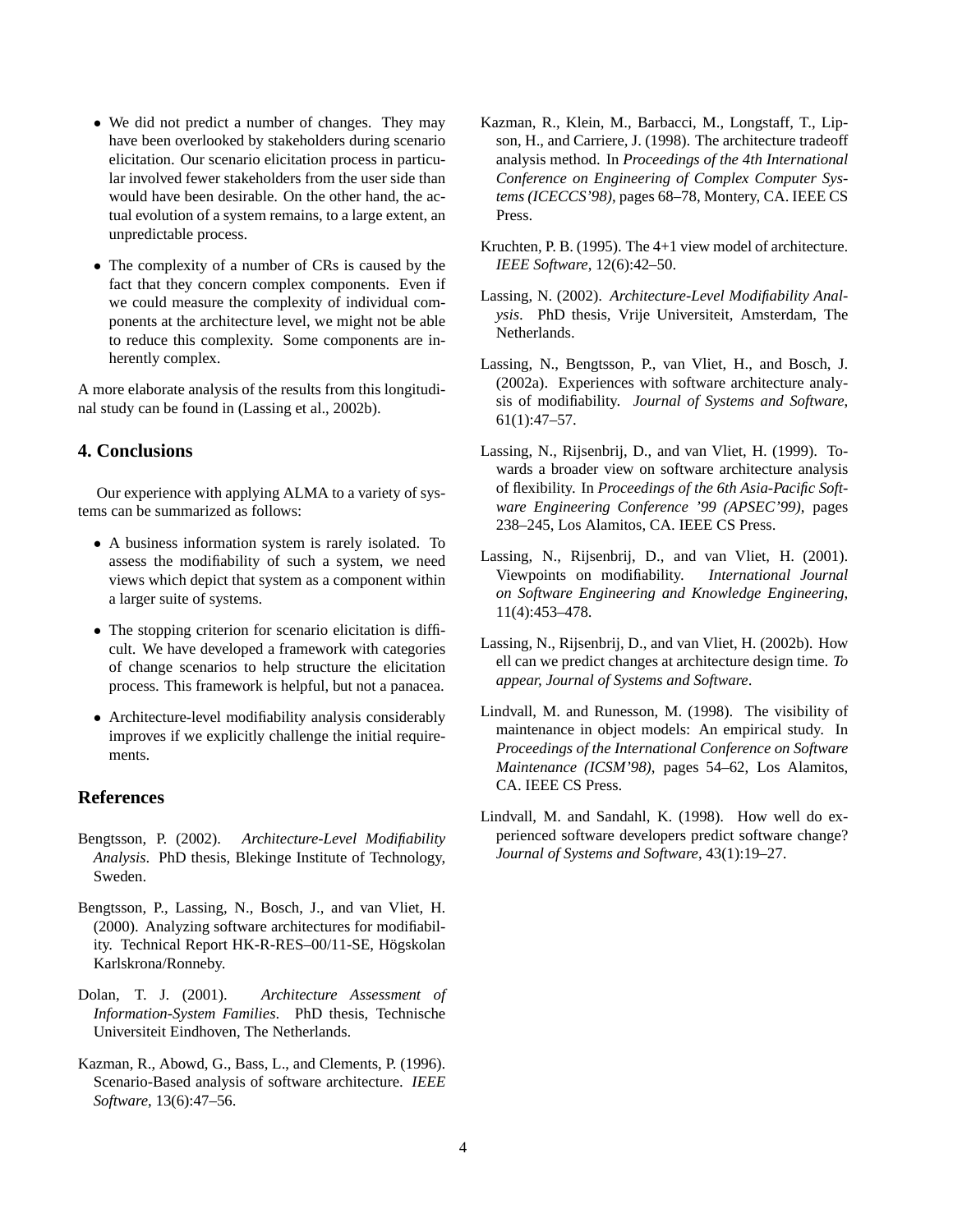- We did not predict a number of changes. They may have been overlooked by stakeholders during scenario elicitation. Our scenario elicitation process in particular involved fewer stakeholders from the user side than would have been desirable. On the other hand, the actual evolution of a system remains, to a large extent, an unpredictable process.
- The complexity of a number of CRs is caused by the fact that they concern complex components. Even if we could measure the complexity of individual components at the architecture level, we might not be able to reduce this complexity. Some components are inherently complex.

A more elaborate analysis of the results from this longitudinal study can be found in (Lassing et al., 2002b).

## 4. Conclusions

Our experience with applying ALMA to a variety of systems can be summarized as follows:

- A business information system is rarely isolated. To assess the modifiability of such a system, we need views which depict that system as a component within a larger suite of systems.
- The stopping criterion for scenario elicitation is difficult. We have developed a framework with categories of change scenarios to help structure the elicitation process. This framework is helpful, but not a panacea.
- Architecture-level modifiability analysis considerably improves if we explicitly challenge the initial requirements.

## References

Bengtsson, P. (2002). *Architecture-Level Modifiability Analysis*. PhD thesis, Blekinge Institute of Technology, Sweden.

Bengtsson, P., Lassing, N., Bosch, J., and van Vliet, H. (2000). Analyzing software architectures for modifiability. Technical Report HK-R-RES–00/11-SE, Högskolan Karlskrona/Ronneby.

Dolan, T. J. (2001). *Architecture Assessment of Information-System Families*. PhD thesis, Technische Universiteit Eindhoven, The Netherlands.

Kazman, R., Abowd, G., Bass, L., and Clements, P. (1996). Scenario-Based analysis of software architecture. *IEEE Software*, 13(6):47–56.

Kazman, R., Klein, M., Barbacci, M., Longstaff, T., Lipson, H., and Carriere, J. (1998). The architecture tradeoff analysis method. In *Proceedings of the 4th International Conference on Engineering of Complex Computer Systems (ICECCS'98)*, pages 68–78, Montery, CA. IEEE CS Press.

Kruchten, P. B. (1995). The 4+1 view model of architecture. *IEEE Software*, 12(6):42–50.

Lassing, N. (2002). *Architecture-Level Modifiability Analysis*. PhD thesis, Vrije Universiteit, Amsterdam, The Netherlands.

Lassing, N., Bengtsson, P., van Vliet, H., and Bosch, J. (2002a). Experiences with software architecture analysis of modifiability. *Journal of Systems and Software*, 61(1):47–57.

Lassing, N., Rijsenbrij, D., and van Vliet, H. (1999). Towards a broader view on software architecture analysis of flexibility. In *Proceedings of the 6th Asia-Pacific Software Engineering Conference '99 (APSEC'99)*, pages 238–245, Los Alamitos, CA. IEEE CS Press.

Lassing, N., Rijsenbrij, D., and van Vliet, H. (2001). Viewpoints on modifiability. *International Journal on Software Engineering and Knowledge Engineering*, 11(4):453–478.

Lassing, N., Rijsenbrij, D., and van Vliet, H. (2002b). How ell can we predict changes at architecture design time. *To appear, Journal of Systems and Software*.

Lindvall, M. and Runesson, M. (1998). The visibility of maintenance in object models: An empirical study. In *Proceedings of the International Conference on Software Maintenance (ICSM'98)*, pages 54–62, Los Alamitos, CA. IEEE CS Press.

Lindvall, M. and Sandahl, K. (1998). How well do experienced software developers predict software change? *Journal of Systems and Software*, 43(1):19–27.